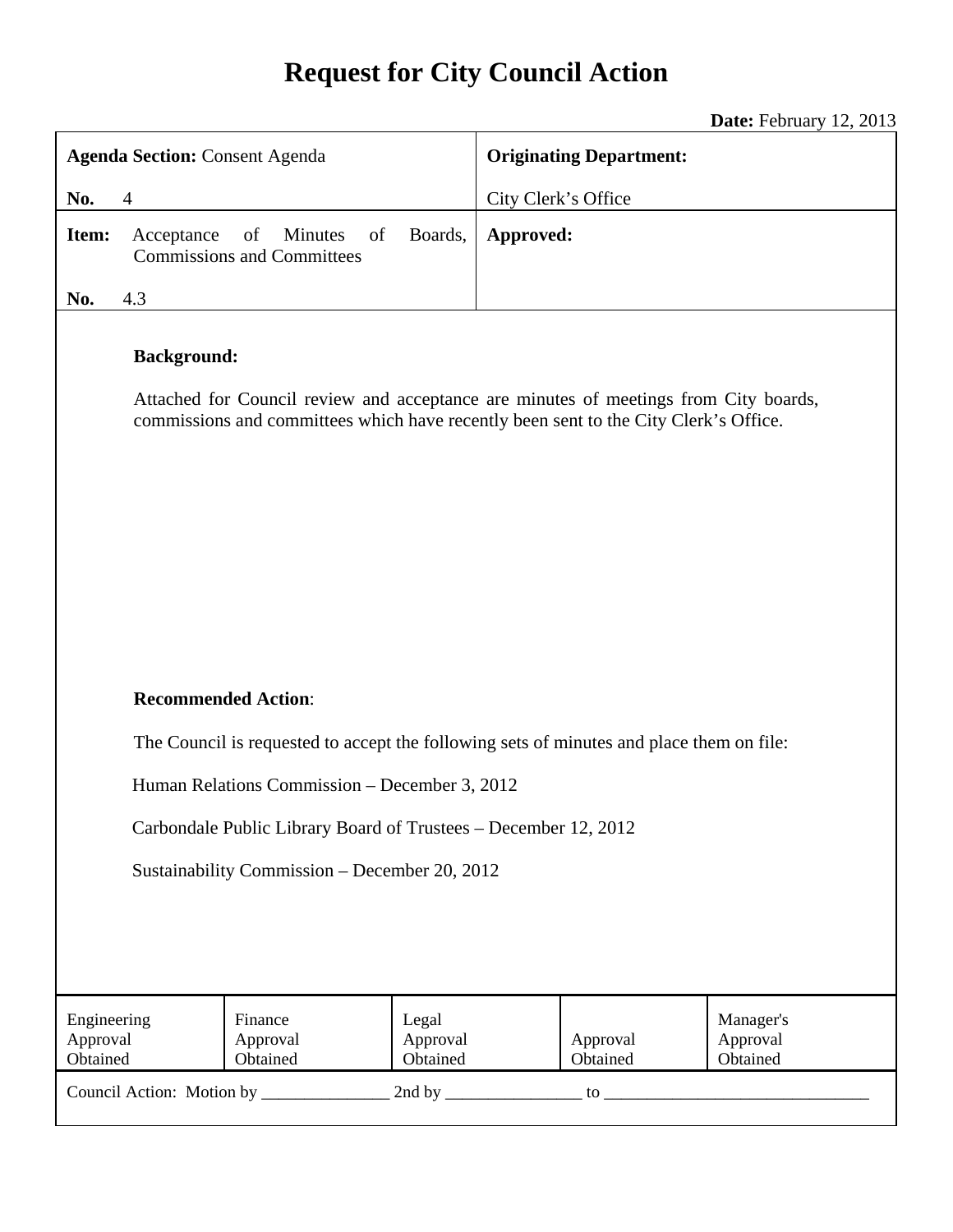# Request for City Council Action

**Date:** February 12, 2013

| **Agenda Section:** Consent Agenda<br><br>**No.** 4 | **Originating Department:**<br><br>City Clerk's Office |
|---|---|
| **Item:** Acceptance of Minutes of Boards, Commissions and Committees<br><br>**No.** 4.3 | **Approved:** |

**Background:**

Attached for Council review and acceptance are minutes of meetings from City boards, commissions and committees which have recently been sent to the City Clerk's Office.

**Recommended Action**:

The Council is requested to accept the following sets of minutes and place them on file:

Human Relations Commission – December 3, 2012

Carbondale Public Library Board of Trustees – December 12, 2012

Sustainability Commission – December 20, 2012

| Engineering Approval Obtained | Finance Approval Obtained | Legal Approval Obtained | Approval Obtained | Manager's Approval Obtained |
|---|---|---|---|---|

Council Action: Motion by _______________ 2nd by ________________ to _______________________________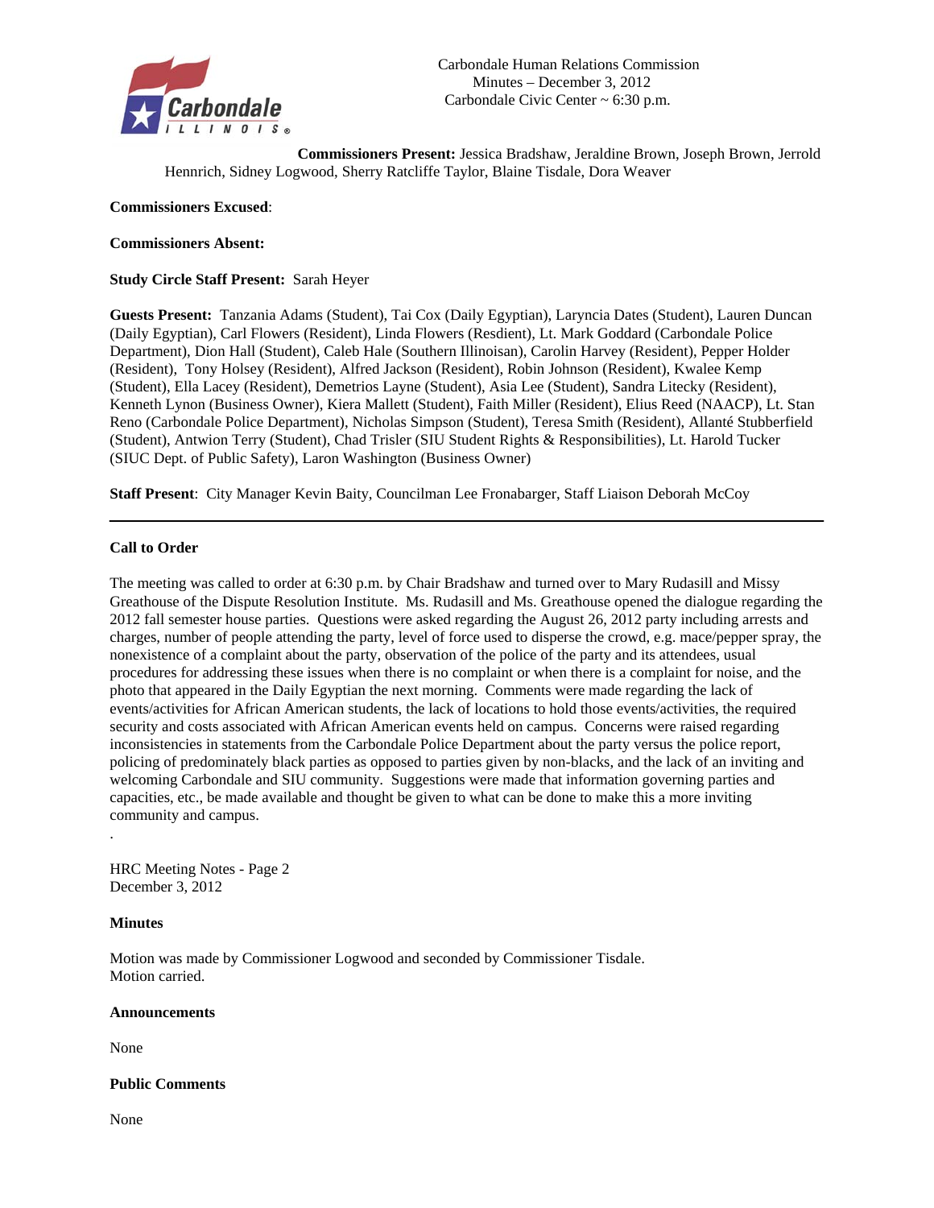Carbondale Human Relations Commission
Minutes – December 3, 2012
Carbondale Civic Center ~ 6:30 p.m.

**Commissioners Present:** Jessica Bradshaw, Jeraldine Brown, Joseph Brown, Jerrold Hennrich, Sidney Logwood, Sherry Ratcliffe Taylor, Blaine Tisdale, Dora Weaver

**Commissioners Excused**:

**Commissioners Absent:**

**Study Circle Staff Present:** Sarah Heyer

**Guests Present:** Tanzania Adams (Student), Tai Cox (Daily Egyptian), Laryncia Dates (Student), Lauren Duncan (Daily Egyptian), Carl Flowers (Resident), Linda Flowers (Resdient), Lt. Mark Goddard (Carbondale Police Department), Dion Hall (Student), Caleb Hale (Southern Illinoisan), Carolin Harvey (Resident), Pepper Holder (Resident), Tony Holsey (Resident), Alfred Jackson (Resident), Robin Johnson (Resident), Kwalee Kemp (Student), Ella Lacey (Resident), Demetrios Layne (Student), Asia Lee (Student), Sandra Litecky (Resident), Kenneth Lynon (Business Owner), Kiera Mallett (Student), Faith Miller (Resident), Elius Reed (NAACP), Lt. Stan Reno (Carbondale Police Department), Nicholas Simpson (Student), Teresa Smith (Resident), Allanté Stubberfield (Student), Antwion Terry (Student), Chad Trisler (SIU Student Rights & Responsibilities), Lt. Harold Tucker (SIUC Dept. of Public Safety), Laron Washington (Business Owner)

**Staff Present**: City Manager Kevin Baity, Councilman Lee Fronabarger, Staff Liaison Deborah McCoy

---

**Call to Order**

The meeting was called to order at 6:30 p.m. by Chair Bradshaw and turned over to Mary Rudasill and Missy Greathouse of the Dispute Resolution Institute. Ms. Rudasill and Ms. Greathouse opened the dialogue regarding the 2012 fall semester house parties. Questions were asked regarding the August 26, 2012 party including arrests and charges, number of people attending the party, level of force used to disperse the crowd, e.g. mace/pepper spray, the nonexistence of a complaint about the party, observation of the police of the party and its attendees, usual procedures for addressing these issues when there is no complaint or when there is a complaint for noise, and the photo that appeared in the Daily Egyptian the next morning. Comments were made regarding the lack of events/activities for African American students, the lack of locations to hold those events/activities, the required security and costs associated with African American events held on campus. Concerns were raised regarding inconsistencies in statements from the Carbondale Police Department about the party versus the police report, policing of predominately black parties as opposed to parties given by non-blacks, and the lack of an inviting and welcoming Carbondale and SIU community. Suggestions were made that information governing parties and capacities, etc., be made available and thought be given to what can be done to make this a more inviting community and campus.

.

HRC Meeting Notes - Page 2
December 3, 2012

**Minutes**

Motion was made by Commissioner Logwood and seconded by Commissioner Tisdale.
Motion carried.

**Announcements**

None

**Public Comments**

None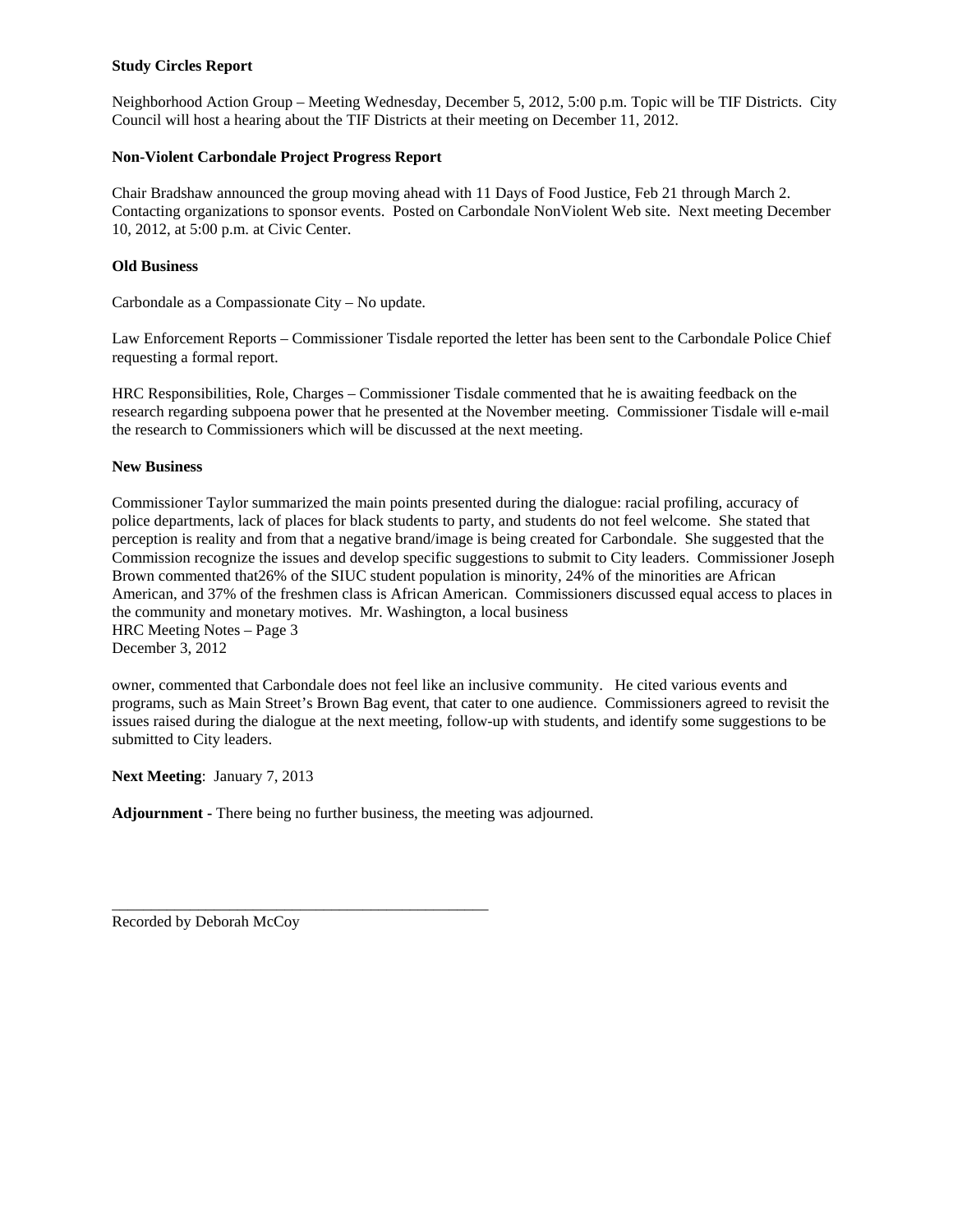**Study Circles Report**

Neighborhood Action Group – Meeting Wednesday, December 5, 2012, 5:00 p.m. Topic will be TIF Districts. City Council will host a hearing about the TIF Districts at their meeting on December 11, 2012.

**Non-Violent Carbondale Project Progress Report**

Chair Bradshaw announced the group moving ahead with 11 Days of Food Justice, Feb 21 through March 2. Contacting organizations to sponsor events. Posted on Carbondale NonViolent Web site. Next meeting December 10, 2012, at 5:00 p.m. at Civic Center.

**Old Business**

Carbondale as a Compassionate City – No update.

Law Enforcement Reports – Commissioner Tisdale reported the letter has been sent to the Carbondale Police Chief requesting a formal report.

HRC Responsibilities, Role, Charges – Commissioner Tisdale commented that he is awaiting feedback on the research regarding subpoena power that he presented at the November meeting. Commissioner Tisdale will e-mail the research to Commissioners which will be discussed at the next meeting.

**New Business**

Commissioner Taylor summarized the main points presented during the dialogue: racial profiling, accuracy of police departments, lack of places for black students to party, and students do not feel welcome. She stated that perception is reality and from that a negative brand/image is being created for Carbondale. She suggested that the Commission recognize the issues and develop specific suggestions to submit to City leaders. Commissioner Joseph Brown commented that26% of the SIUC student population is minority, 24% of the minorities are African American, and 37% of the freshmen class is African American. Commissioners discussed equal access to places in the community and monetary motives. Mr. Washington, a local business owner, commented that Carbondale does not feel like an inclusive community. He cited various events and programs, such as Main Street's Brown Bag event, that cater to one audience. Commissioners agreed to revisit the issues raised during the dialogue at the next meeting, follow-up with students, and identify some suggestions to be submitted to City leaders.

**Next Meeting**: January 7, 2013

**Adjournment -** There being no further business, the meeting was adjourned.

\_\_\_\_\_\_\_\_\_\_\_\_\_\_\_\_\_\_\_\_\_\_\_\_\_\_\_\_\_\_\_\_\_\_\_\_\_\_\_\_\_\_\_\_\_\_\_\_

Recorded by Deborah McCoy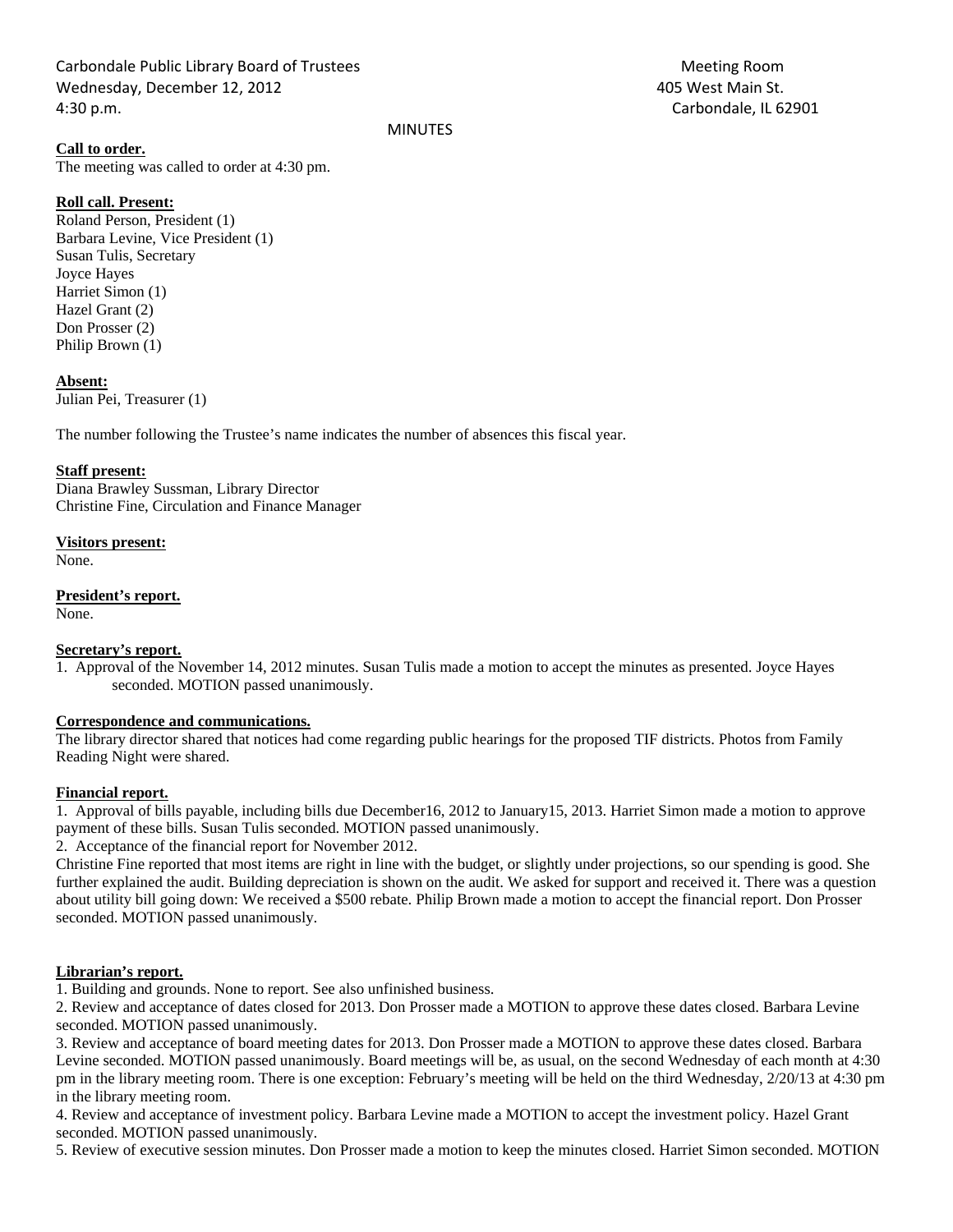Carbondale Public Library Board of Trustees
Wednesday, December 12, 2012
4:30 p.m.

Meeting Room
405 West Main St.
Carbondale, IL 62901

MINUTES

**Call to order.**

The meeting was called to order at 4:30 pm.

**Roll call. Present:**

Roland Person, President (1)
Barbara Levine, Vice President (1)
Susan Tulis, Secretary
Joyce Hayes
Harriet Simon (1)
Hazel Grant (2)
Don Prosser (2)
Philip Brown (1)

**Absent:**

Julian Pei, Treasurer (1)

The number following the Trustee's name indicates the number of absences this fiscal year.

**Staff present:**

Diana Brawley Sussman, Library Director
Christine Fine, Circulation and Finance Manager

**Visitors present:**

None.

**President's report.**

None.

**Secretary's report.**

1. Approval of the November 14, 2012 minutes. Susan Tulis made a motion to accept the minutes as presented. Joyce Hayes seconded. MOTION passed unanimously.

**Correspondence and communications.**

The library director shared that notices had come regarding public hearings for the proposed TIF districts. Photos from Family Reading Night were shared.

**Financial report.**

1. Approval of bills payable, including bills due December16, 2012 to January15, 2013. Harriet Simon made a motion to approve payment of these bills. Susan Tulis seconded. MOTION passed unanimously.
2. Acceptance of the financial report for November 2012.

Christine Fine reported that most items are right in line with the budget, or slightly under projections, so our spending is good. She further explained the audit. Building depreciation is shown on the audit. We asked for support and received it. There was a question about utility bill going down: We received a $500 rebate. Philip Brown made a motion to accept the financial report. Don Prosser seconded. MOTION passed unanimously.

**Librarian's report.**

1. Building and grounds. None to report. See also unfinished business.
2. Review and acceptance of dates closed for 2013. Don Prosser made a MOTION to approve these dates closed. Barbara Levine seconded. MOTION passed unanimously.
3. Review and acceptance of board meeting dates for 2013. Don Prosser made a MOTION to approve these dates closed. Barbara Levine seconded. MOTION passed unanimously. Board meetings will be, as usual, on the second Wednesday of each month at 4:30 pm in the library meeting room. There is one exception: February's meeting will be held on the third Wednesday, 2/20/13 at 4:30 pm in the library meeting room.
4. Review and acceptance of investment policy. Barbara Levine made a MOTION to accept the investment policy. Hazel Grant seconded. MOTION passed unanimously.
5. Review of executive session minutes. Don Prosser made a motion to keep the minutes closed. Harriet Simon seconded. MOTION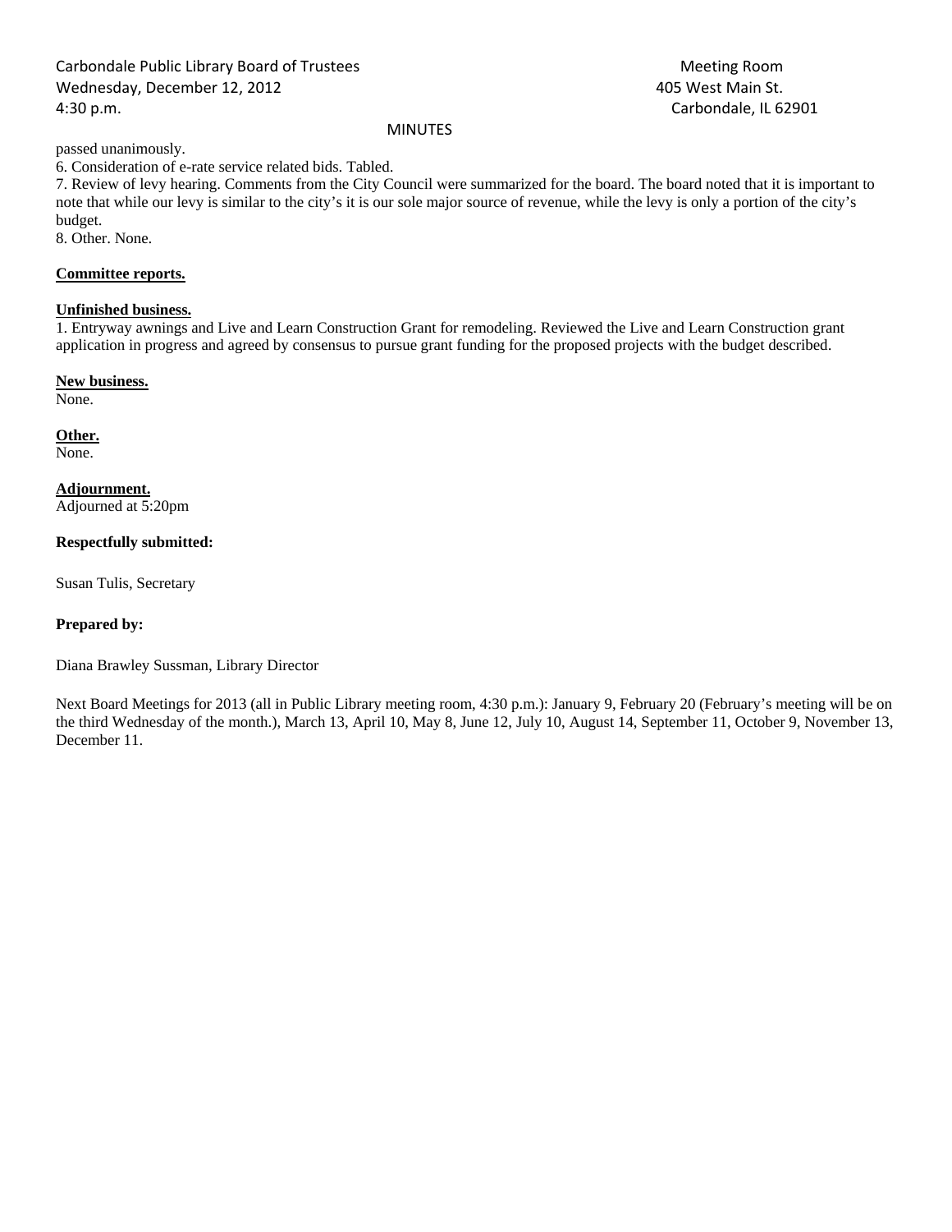passed unanimously.

6. Consideration of e-rate service related bids. Tabled.

7. Review of levy hearing. Comments from the City Council were summarized for the board. The board noted that it is important to note that while our levy is similar to the city's it is our sole major source of revenue, while the levy is only a portion of the city's budget.

8. Other. None.

**Committee reports.**

**Unfinished business.**

1. Entryway awnings and Live and Learn Construction Grant for remodeling. Reviewed the Live and Learn Construction grant application in progress and agreed by consensus to pursue grant funding for the proposed projects with the budget described.

**New business.**

None.

**Other.**

None.

**Adjournment.**

Adjourned at 5:20pm

**Respectfully submitted:**

Susan Tulis, Secretary

**Prepared by:**

Diana Brawley Sussman, Library Director

Next Board Meetings for 2013 (all in Public Library meeting room, 4:30 p.m.): January 9, February 20 (February's meeting will be on the third Wednesday of the month.), March 13, April 10, May 8, June 12, July 10, August 14, September 11, October 9, November 13, December 11.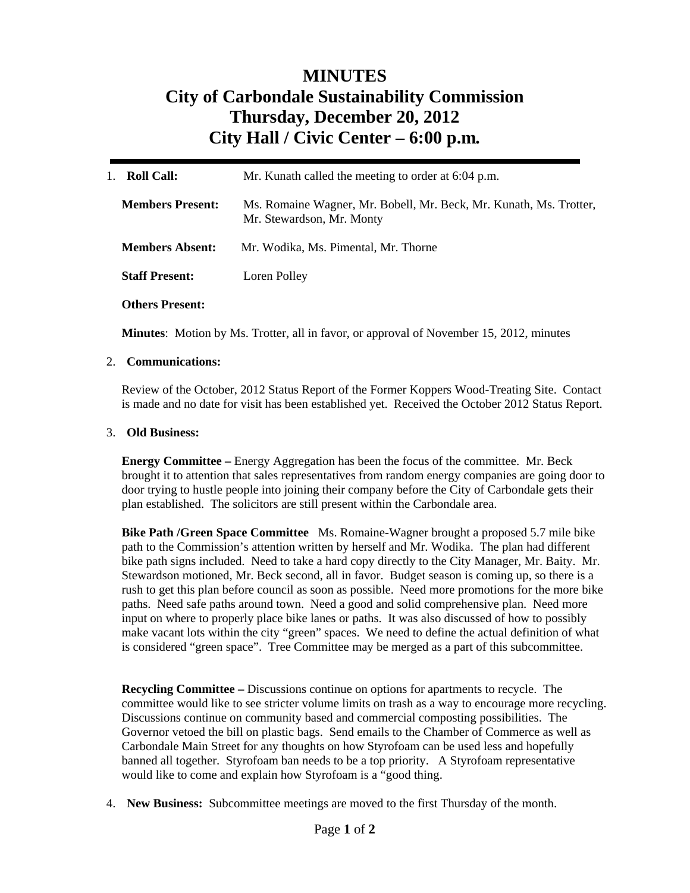# MINUTES
# City of Carbondale Sustainability Commission
# Thursday, December 20, 2012
# City Hall / Civic Center – 6:00 p.m.

---

1. **Roll Call:** Mr. Kunath called the meeting to order at 6:04 p.m.

   **Members Present:** Ms. Romaine Wagner, Mr. Bobell, Mr. Beck, Mr. Kunath, Ms. Trotter, Mr. Stewardson, Mr. Monty

   **Members Absent:** Mr. Wodika, Ms. Pimental, Mr. Thorne

   **Staff Present:** Loren Polley

   **Others Present:**

   **Minutes**: Motion by Ms. Trotter, all in favor, or approval of November 15, 2012, minutes

2. **Communications:**

   Review of the October, 2012 Status Report of the Former Koppers Wood-Treating Site. Contact is made and no date for visit has been established yet. Received the October 2012 Status Report.

3. **Old Business:**

   **Energy Committee –** Energy Aggregation has been the focus of the committee. Mr. Beck brought it to attention that sales representatives from random energy companies are going door to door trying to hustle people into joining their company before the City of Carbondale gets their plan established. The solicitors are still present within the Carbondale area.

   **Bike Path /Green Space Committee** Ms. Romaine-Wagner brought a proposed 5.7 mile bike path to the Commission's attention written by herself and Mr. Wodika. The plan had different bike path signs included. Need to take a hard copy directly to the City Manager, Mr. Baity. Mr. Stewardson motioned, Mr. Beck second, all in favor. Budget season is coming up, so there is a rush to get this plan before council as soon as possible. Need more promotions for the more bike paths. Need safe paths around town. Need a good and solid comprehensive plan. Need more input on where to properly place bike lanes or paths. It was also discussed of how to possibly make vacant lots within the city "green" spaces. We need to define the actual definition of what is considered "green space". Tree Committee may be merged as a part of this subcommittee.

   **Recycling Committee –** Discussions continue on options for apartments to recycle. The committee would like to see stricter volume limits on trash as a way to encourage more recycling. Discussions continue on community based and commercial composting possibilities. The Governor vetoed the bill on plastic bags. Send emails to the Chamber of Commerce as well as Carbondale Main Street for any thoughts on how Styrofoam can be used less and hopefully banned all together. Styrofoam ban needs to be a top priority. A Styrofoam representative would like to come and explain how Styrofoam is a "good thing.

4. **New Business:** Subcommittee meetings are moved to the first Thursday of the month.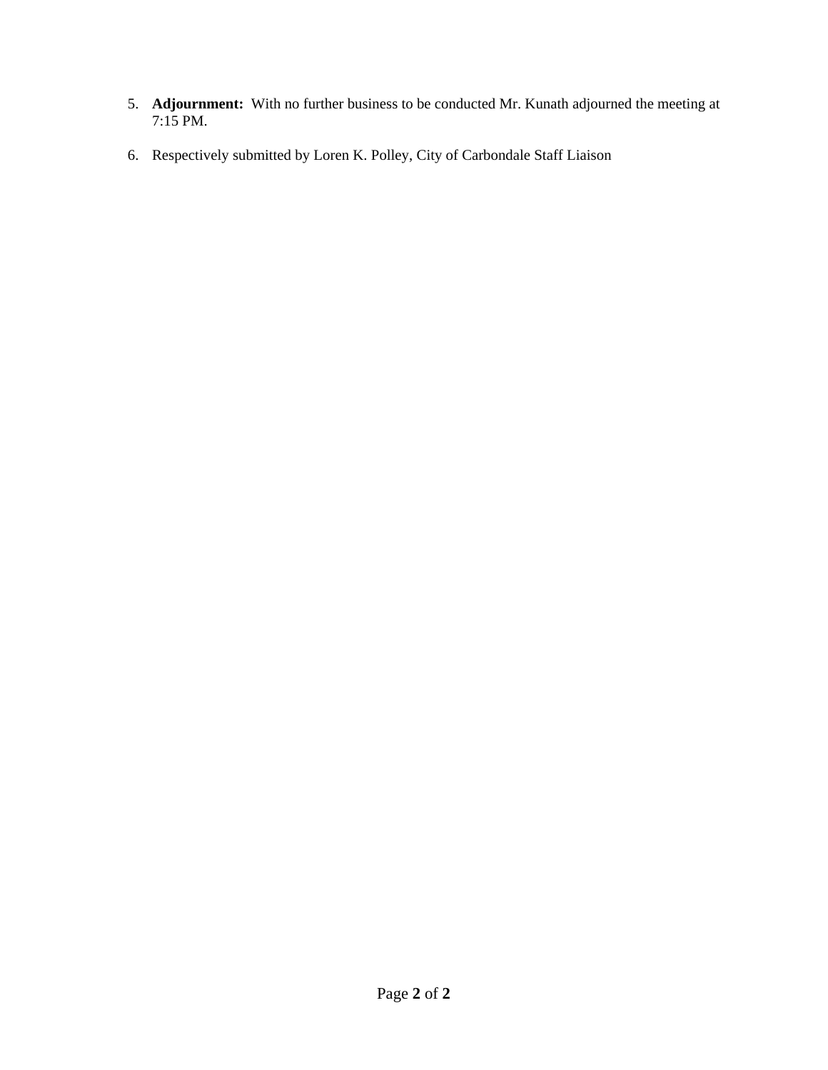5. **Adjournment:** With no further business to be conducted Mr. Kunath adjourned the meeting at 7:15 PM.

6. Respectively submitted by Loren K. Polley, City of Carbondale Staff Liaison